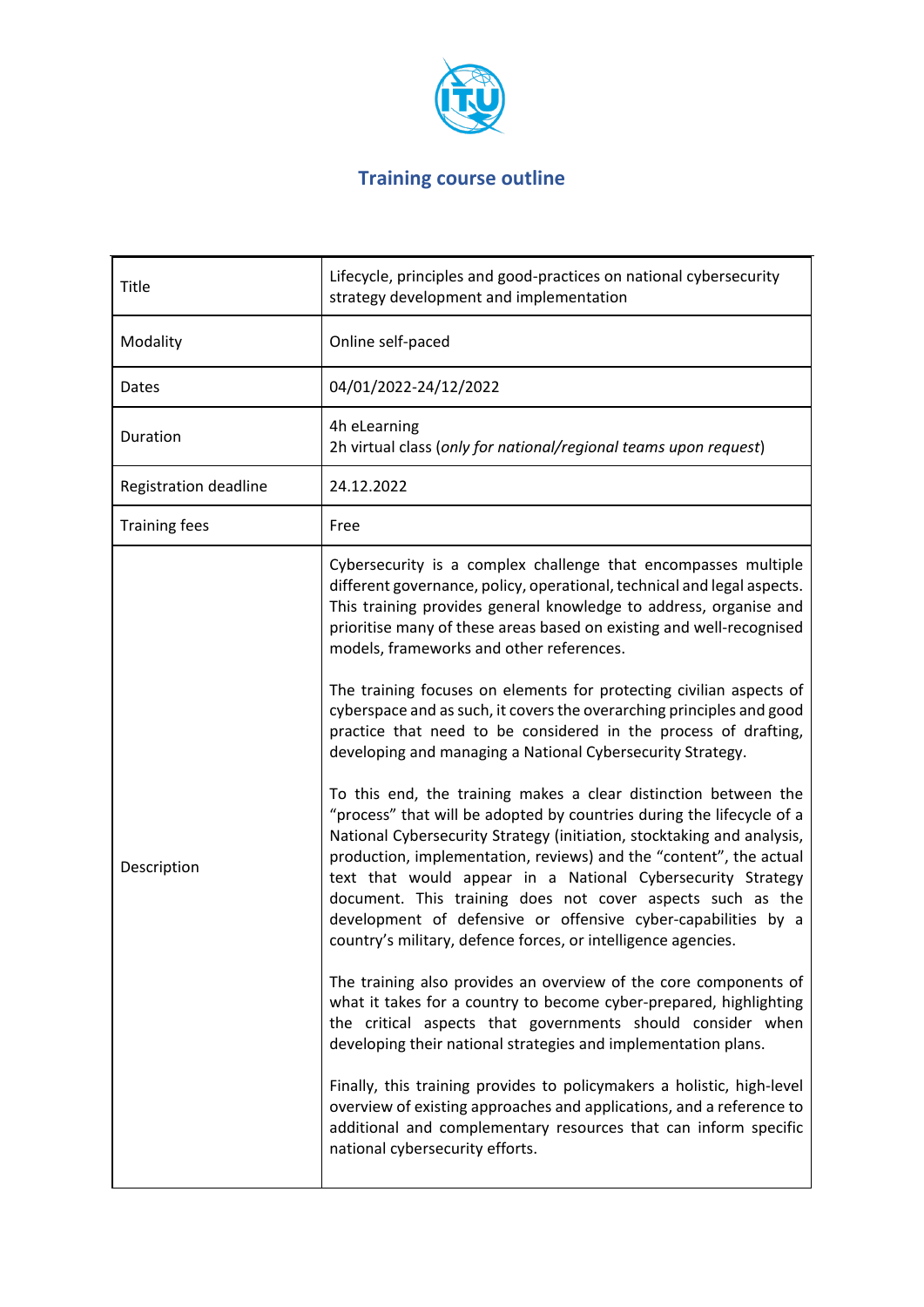# Training course outline

| | |
|---|---|
| Title | Lifecycle, principles and good-practices on national cybersecurity strategy development and implementation |
| Modality | Online self-paced |
| Dates | 04/01/2022-24/12/2022 |
| Duration | 4h eLearning<br>2h virtual class (*only for national/regional teams upon request*) |
| Registration deadline | 24.12.2022 |
| Training fees | Free |
| Description | Cybersecurity is a complex challenge that encompasses multiple different governance, policy, operational, technical and legal aspects. This training provides general knowledge to address, organise and prioritise many of these areas based on existing and well-recognised models, frameworks and other references.<br><br>The training focuses on elements for protecting civilian aspects of cyberspace and as such, it covers the overarching principles and good practice that need to be considered in the process of drafting, developing and managing a National Cybersecurity Strategy.<br><br>To this end, the training makes a clear distinction between the "process" that will be adopted by countries during the lifecycle of a National Cybersecurity Strategy (initiation, stocktaking and analysis, production, implementation, reviews) and the "content", the actual text that would appear in a National Cybersecurity Strategy document. This training does not cover aspects such as the development of defensive or offensive cyber-capabilities by a country's military, defence forces, or intelligence agencies.<br><br>The training also provides an overview of the core components of what it takes for a country to become cyber-prepared, highlighting the critical aspects that governments should consider when developing their national strategies and implementation plans.<br><br>Finally, this training provides to policymakers a holistic, high-level overview of existing approaches and applications, and a reference to additional and complementary resources that can inform specific national cybersecurity efforts. |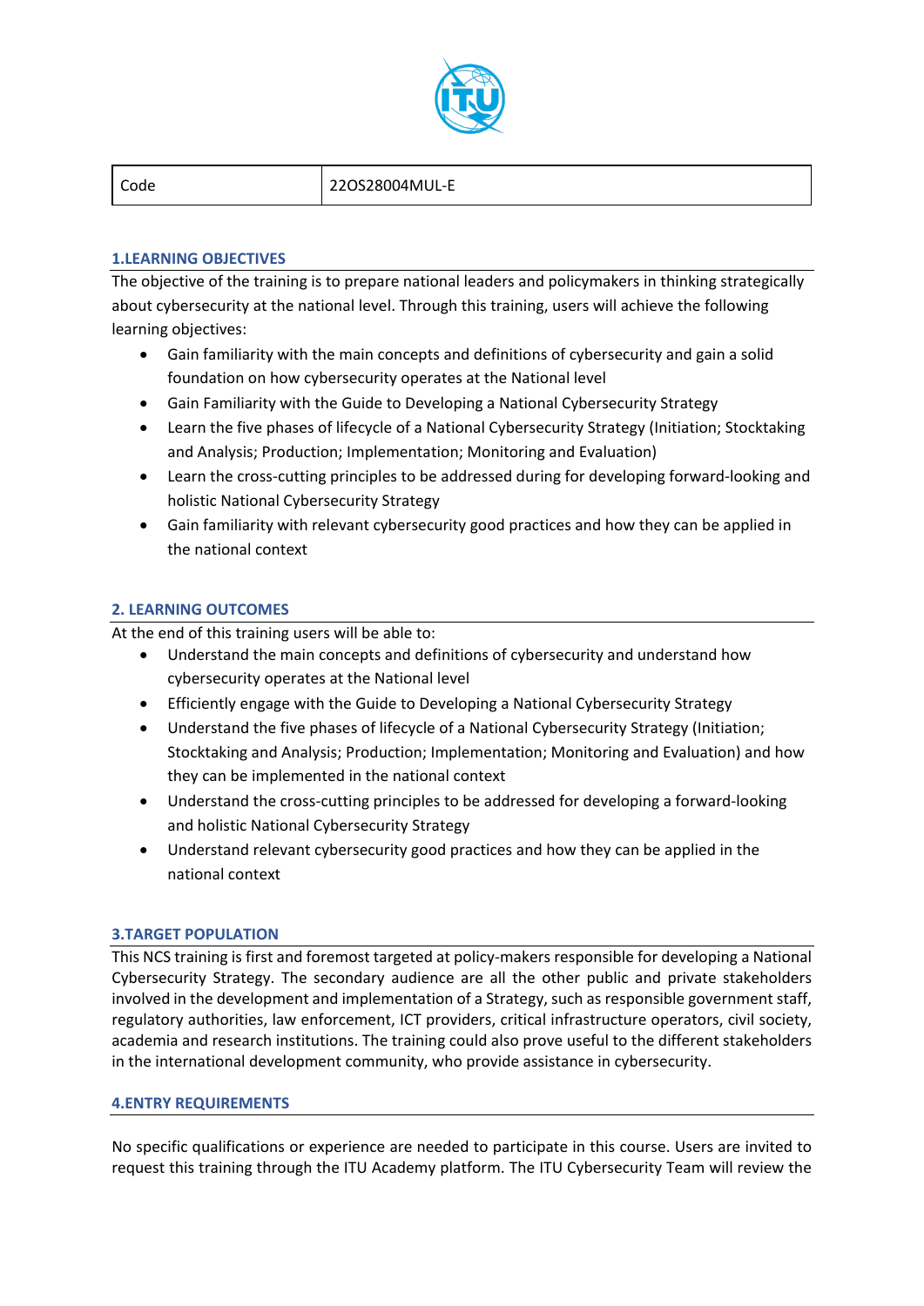| Code | 22OS28004MUL-E |
| --- | --- |

## 1.LEARNING OBJECTIVES

The objective of the training is to prepare national leaders and policymakers in thinking strategically about cybersecurity at the national level. Through this training, users will achieve the following learning objectives:

- Gain familiarity with the main concepts and definitions of cybersecurity and gain a solid foundation on how cybersecurity operates at the National level
- Gain Familiarity with the Guide to Developing a National Cybersecurity Strategy
- Learn the five phases of lifecycle of a National Cybersecurity Strategy (Initiation; Stocktaking and Analysis; Production; Implementation; Monitoring and Evaluation)
- Learn the cross-cutting principles to be addressed during for developing forward-looking and holistic National Cybersecurity Strategy
- Gain familiarity with relevant cybersecurity good practices and how they can be applied in the national context

## 2. LEARNING OUTCOMES

At the end of this training users will be able to:

- Understand the main concepts and definitions of cybersecurity and understand how cybersecurity operates at the National level
- Efficiently engage with the Guide to Developing a National Cybersecurity Strategy
- Understand the five phases of lifecycle of a National Cybersecurity Strategy (Initiation; Stocktaking and Analysis; Production; Implementation; Monitoring and Evaluation) and how they can be implemented in the national context
- Understand the cross-cutting principles to be addressed for developing a forward-looking and holistic National Cybersecurity Strategy
- Understand relevant cybersecurity good practices and how they can be applied in the national context

## 3.TARGET POPULATION

This NCS training is first and foremost targeted at policy-makers responsible for developing a National Cybersecurity Strategy. The secondary audience are all the other public and private stakeholders involved in the development and implementation of a Strategy, such as responsible government staff, regulatory authorities, law enforcement, ICT providers, critical infrastructure operators, civil society, academia and research institutions. The training could also prove useful to the different stakeholders in the international development community, who provide assistance in cybersecurity.

## 4.ENTRY REQUIREMENTS

No specific qualifications or experience are needed to participate in this course. Users are invited to request this training through the ITU Academy platform. The ITU Cybersecurity Team will review the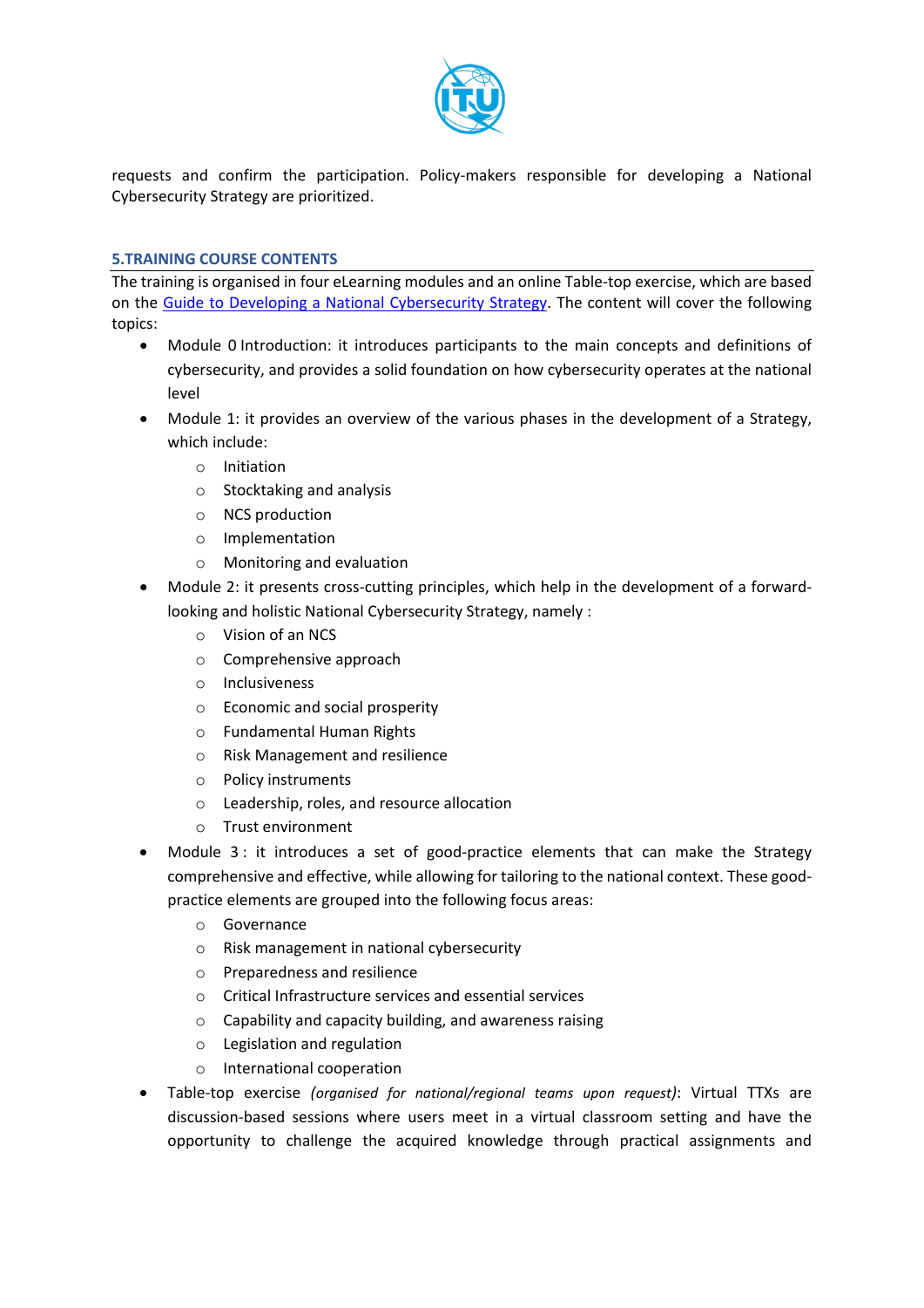requests and confirm the participation. Policy-makers responsible for developing a National Cybersecurity Strategy are prioritized.

## 5.TRAINING COURSE CONTENTS

The training is organised in four eLearning modules and an online Table-top exercise, which are based on the [Guide to Developing a National Cybersecurity Strategy](). The content will cover the following topics:

- Module 0 Introduction: it introduces participants to the main concepts and definitions of cybersecurity, and provides a solid foundation on how cybersecurity operates at the national level
- Module 1: it provides an overview of the various phases in the development of a Strategy, which include:
  - Initiation
  - Stocktaking and analysis
  - NCS production
  - Implementation
  - Monitoring and evaluation
- Module 2: it presents cross-cutting principles, which help in the development of a forward-looking and holistic National Cybersecurity Strategy, namely :
  - Vision of an NCS
  - Comprehensive approach
  - Inclusiveness
  - Economic and social prosperity
  - Fundamental Human Rights
  - Risk Management and resilience
  - Policy instruments
  - Leadership, roles, and resource allocation
  - Trust environment
- Module 3 : it introduces a set of good-practice elements that can make the Strategy comprehensive and effective, while allowing for tailoring to the national context. These good-practice elements are grouped into the following focus areas:
  - Governance
  - Risk management in national cybersecurity
  - Preparedness and resilience
  - Critical Infrastructure services and essential services
  - Capability and capacity building, and awareness raising
  - Legislation and regulation
  - International cooperation
- Table-top exercise *(organised for national/regional teams upon request)*: Virtual TTXs are discussion-based sessions where users meet in a virtual classroom setting and have the opportunity to challenge the acquired knowledge through practical assignments and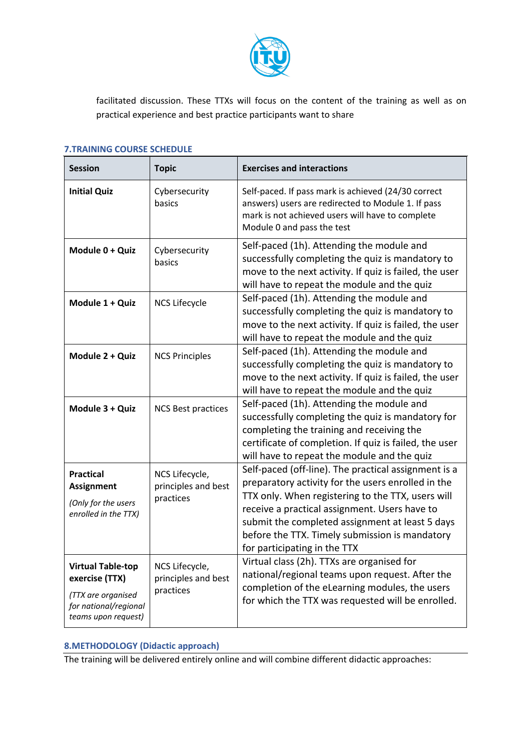facilitated discussion. These TTXs will focus on the content of the training as well as on practical experience and best practice participants want to share

## 7.TRAINING COURSE SCHEDULE

| Session | Topic | Exercises and interactions |
|---|---|---|
| **Initial Quiz** | Cybersecurity basics | Self-paced. If pass mark is achieved (24/30 correct answers) users are redirected to Module 1. If pass mark is not achieved users will have to complete Module 0 and pass the test |
| **Module 0 + Quiz** | Cybersecurity basics | Self-paced (1h). Attending the module and successfully completing the quiz is mandatory to move to the next activity. If quiz is failed, the user will have to repeat the module and the quiz |
| **Module 1 + Quiz** | NCS Lifecycle | Self-paced (1h). Attending the module and successfully completing the quiz is mandatory to move to the next activity. If quiz is failed, the user will have to repeat the module and the quiz |
| **Module 2 + Quiz** | NCS Principles | Self-paced (1h). Attending the module and successfully completing the quiz is mandatory to move to the next activity. If quiz is failed, the user will have to repeat the module and the quiz |
| **Module 3 + Quiz** | NCS Best practices | Self-paced (1h). Attending the module and successfully completing the quiz is mandatory for completing the training and receiving the certificate of completion. If quiz is failed, the user will have to repeat the module and the quiz |
| **Practical Assignment** *(Only for the users enrolled in the TTX)* | NCS Lifecycle, principles and best practices | Self-paced (off-line). The practical assignment is a preparatory activity for the users enrolled in the TTX only. When registering to the TTX, users will receive a practical assignment. Users have to submit the completed assignment at least 5 days before the TTX. Timely submission is mandatory for participating in the TTX |
| **Virtual Table-top exercise (TTX)** *(TTX are organised for national/regional teams upon request)* | NCS Lifecycle, principles and best practices | Virtual class (2h). TTXs are organised for national/regional teams upon request. After the completion of the eLearning modules, the users for which the TTX was requested will be enrolled. |

## 8.METHODOLOGY (Didactic approach)

The training will be delivered entirely online and will combine different didactic approaches: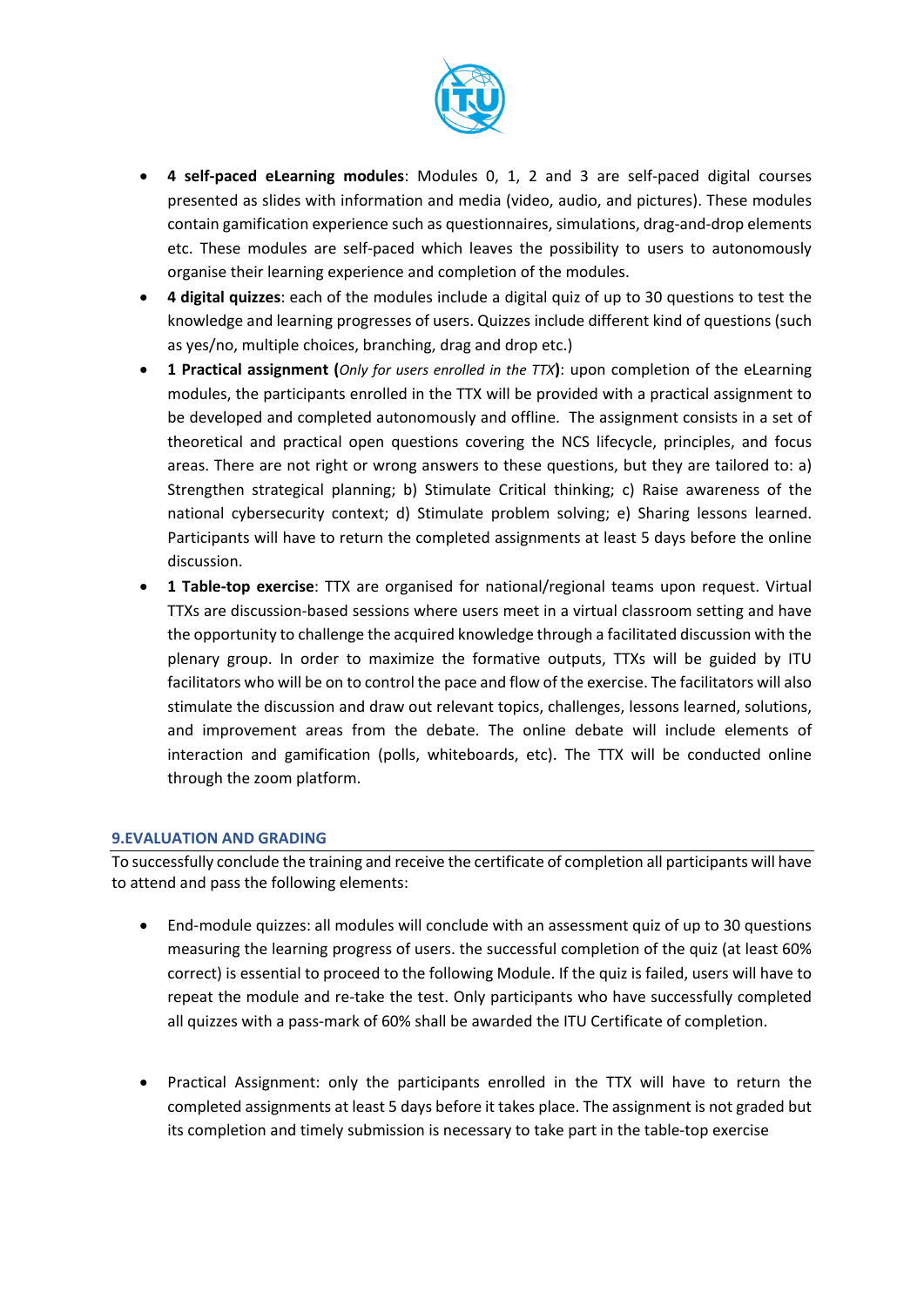- **4 self-paced eLearning modules**: Modules 0, 1, 2 and 3 are self-paced digital courses presented as slides with information and media (video, audio, and pictures). These modules contain gamification experience such as questionnaires, simulations, drag-and-drop elements etc. These modules are self-paced which leaves the possibility to users to autonomously organise their learning experience and completion of the modules.
- **4 digital quizzes**: each of the modules include a digital quiz of up to 30 questions to test the knowledge and learning progresses of users. Quizzes include different kind of questions (such as yes/no, multiple choices, branching, drag and drop etc.)
- **1 Practical assignment (***Only for users enrolled in the TTX***)**: upon completion of the eLearning modules, the participants enrolled in the TTX will be provided with a practical assignment to be developed and completed autonomously and offline. The assignment consists in a set of theoretical and practical open questions covering the NCS lifecycle, principles, and focus areas. There are not right or wrong answers to these questions, but they are tailored to: a) Strengthen strategical planning; b) Stimulate Critical thinking; c) Raise awareness of the national cybersecurity context; d) Stimulate problem solving; e) Sharing lessons learned. Participants will have to return the completed assignments at least 5 days before the online discussion.
- **1 Table-top exercise**: TTX are organised for national/regional teams upon request. Virtual TTXs are discussion-based sessions where users meet in a virtual classroom setting and have the opportunity to challenge the acquired knowledge through a facilitated discussion with the plenary group. In order to maximize the formative outputs, TTXs will be guided by ITU facilitators who will be on to control the pace and flow of the exercise. The facilitators will also stimulate the discussion and draw out relevant topics, challenges, lessons learned, solutions, and improvement areas from the debate. The online debate will include elements of interaction and gamification (polls, whiteboards, etc). The TTX will be conducted online through the zoom platform.

## 9.EVALUATION AND GRADING

To successfully conclude the training and receive the certificate of completion all participants will have to attend and pass the following elements:

- End-module quizzes: all modules will conclude with an assessment quiz of up to 30 questions measuring the learning progress of users. the successful completion of the quiz (at least 60% correct) is essential to proceed to the following Module. If the quiz is failed, users will have to repeat the module and re-take the test. Only participants who have successfully completed all quizzes with a pass-mark of 60% shall be awarded the ITU Certificate of completion.

- Practical Assignment: only the participants enrolled in the TTX will have to return the completed assignments at least 5 days before it takes place. The assignment is not graded but its completion and timely submission is necessary to take part in the table-top exercise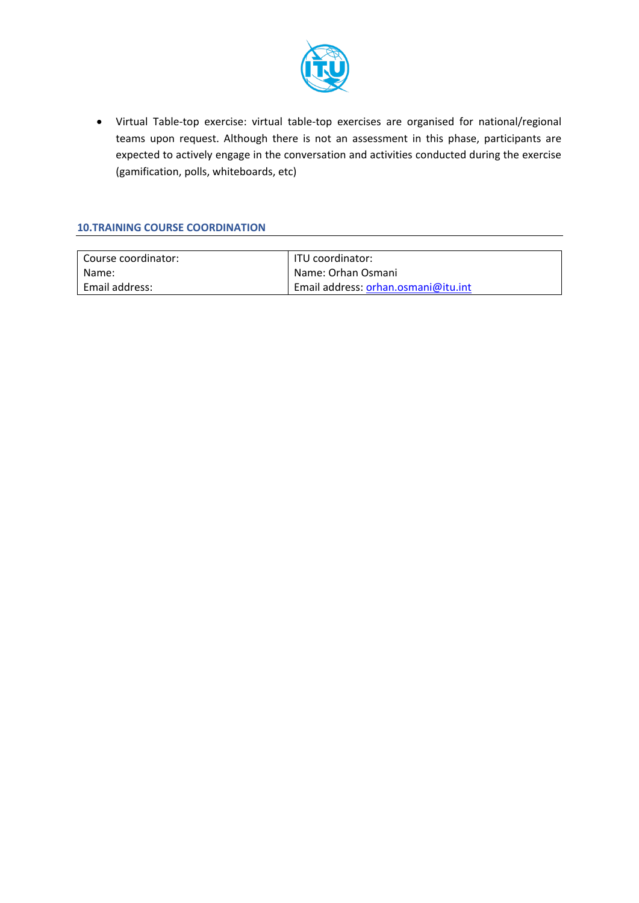- Virtual Table-top exercise: virtual table-top exercises are organised for national/regional teams upon request. Although there is not an assessment in this phase, participants are expected to actively engage in the conversation and activities conducted during the exercise (gamification, polls, whiteboards, etc)

## 10.TRAINING COURSE COORDINATION

| | |
|---|---|
| Course coordinator:<br>Name:<br>Email address: | ITU coordinator:<br>Name: Orhan Osmani<br>Email address: orhan.osmani@itu.int |